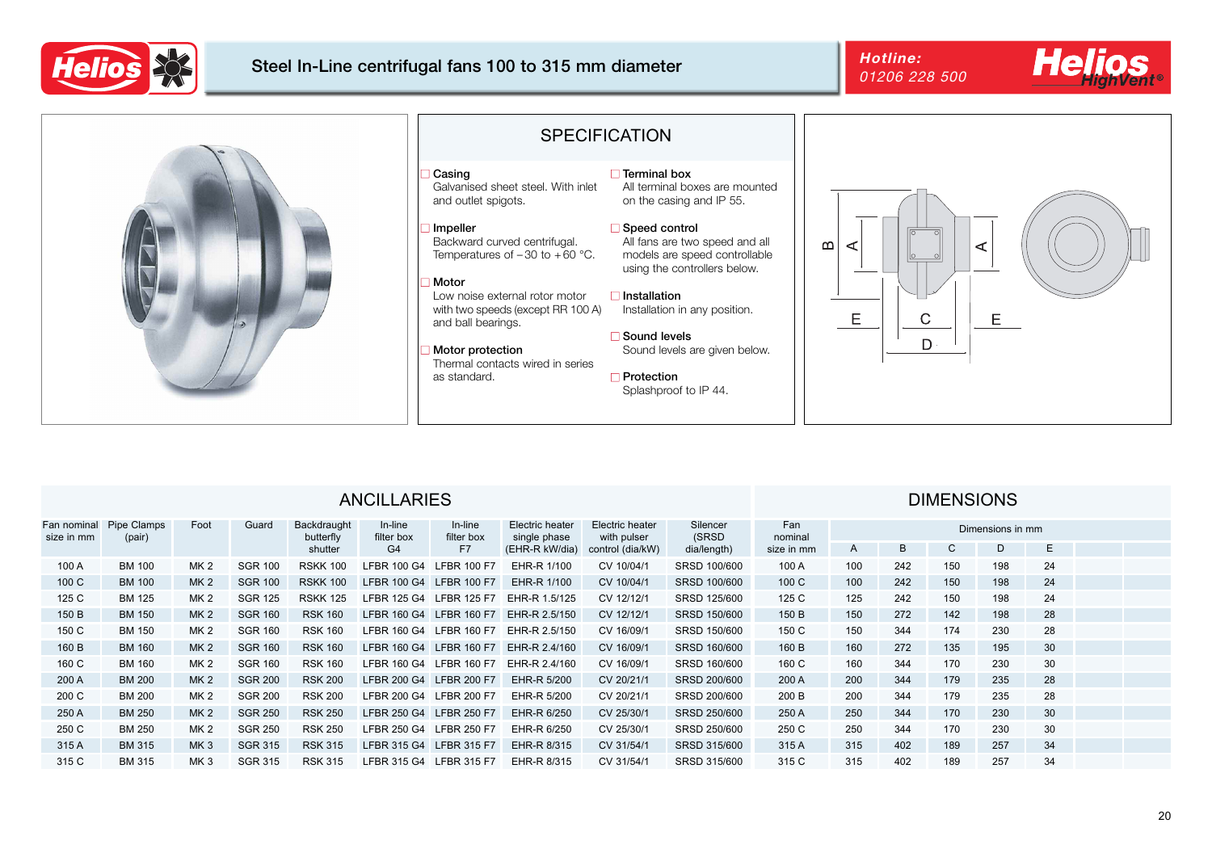# Steel In-Line centrifugal fans 100 to 315 mm diameter

Hotline: 01206 228 500

## SPECIFICATION

**Casing**
Galvanised sheet steel. With inlet and outlet spigots.

**Impeller**
Backward curved centrifugal. Temperatures of −30 to +60 °C.

**Motor**
Low noise external rotor motor with two speeds (except RR 100 A) and ball bearings.

**Motor protection**
Thermal contacts wired in series as standard.

**Terminal box**
All terminal boxes are mounted on the casing and IP 55.

**Speed control**
All fans are two speed and all models are speed controllable using the controllers below.

**Installation**
Installation in any position.

**Sound levels**
Sound levels are given below.

**Protection**
Splashproof to IP 44.

## ANCILLARIES

| Fan nominal size in mm | Pipe Clamps (pair) | Foot | Guard | Backdraught butterfly shutter | In-line filter box G4 | In-line filter box F7 | Electric heater single phase (EHR-R kW/dia) | Electric heater with pulser control (dia/kW) | Silencer (SRSD dia/length) |
|---|---|---|---|---|---|---|---|---|---|
| 100 A | BM 100 | MK 2 | SGR 100 | RSKK 100 | LFBR 100 G4 | LFBR 100 F7 | EHR-R 1/100 | CV 10/04/1 | SRSD 100/600 |
| 100 C | BM 100 | MK 2 | SGR 100 | RSKK 100 | LFBR 100 G4 | LFBR 100 F7 | EHR-R 1/100 | CV 10/04/1 | SRSD 100/600 |
| 125 C | BM 125 | MK 2 | SGR 125 | RSKK 125 | LFBR 125 G4 | LFBR 125 F7 | EHR-R 1.5/125 | CV 12/12/1 | SRSD 125/600 |
| 150 B | BM 150 | MK 2 | SGR 160 | RSK 160 | LFBR 160 G4 | LFBR 160 F7 | EHR-R 2.5/150 | CV 12/12/1 | SRSD 150/600 |
| 150 C | BM 150 | MK 2 | SGR 160 | RSK 160 | LFBR 160 G4 | LFBR 160 F7 | EHR-R 2.5/150 | CV 16/09/1 | SRSD 150/600 |
| 160 B | BM 160 | MK 2 | SGR 160 | RSK 160 | LFBR 160 G4 | LFBR 160 F7 | EHR-R 2.4/160 | CV 16/09/1 | SRSD 160/600 |
| 160 C | BM 160 | MK 2 | SGR 160 | RSK 160 | LFBR 160 G4 | LFBR 160 F7 | EHR-R 2.4/160 | CV 16/09/1 | SRSD 160/600 |
| 200 A | BM 200 | MK 2 | SGR 200 | RSK 200 | LFBR 200 G4 | LFBR 200 F7 | EHR-R 5/200 | CV 20/21/1 | SRSD 200/600 |
| 200 C | BM 200 | MK 2 | SGR 200 | RSK 200 | LFBR 200 G4 | LFBR 200 F7 | EHR-R 5/200 | CV 20/21/1 | SRSD 200/600 |
| 250 A | BM 250 | MK 2 | SGR 250 | RSK 250 | LFBR 250 G4 | LFBR 250 F7 | EHR-R 6/250 | CV 25/30/1 | SRSD 250/600 |
| 250 C | BM 250 | MK 2 | SGR 250 | RSK 250 | LFBR 250 G4 | LFBR 250 F7 | EHR-R 6/250 | CV 25/30/1 | SRSD 250/600 |
| 315 A | BM 315 | MK 3 | SGR 315 | RSK 315 | LFBR 315 G4 | LFBR 315 F7 | EHR-R 8/315 | CV 31/54/1 | SRSD 315/600 |
| 315 C | BM 315 | MK 3 | SGR 315 | RSK 315 | LFBR 315 G4 | LFBR 315 F7 | EHR-R 8/315 | CV 31/54/1 | SRSD 315/600 |

## DIMENSIONS

| Fan nominal size in mm | Dimensions in mm | | | | |
|---|---|---|---|---|---|
| | A | B | C | D | E |
| 100 A | 100 | 242 | 150 | 198 | 24 |
| 100 C | 100 | 242 | 150 | 198 | 24 |
| 125 C | 125 | 242 | 150 | 198 | 24 |
| 150 B | 150 | 272 | 142 | 198 | 28 |
| 150 C | 150 | 344 | 174 | 230 | 28 |
| 160 B | 160 | 272 | 135 | 195 | 30 |
| 160 C | 160 | 344 | 170 | 230 | 30 |
| 200 A | 200 | 344 | 179 | 235 | 28 |
| 200 B | 200 | 344 | 179 | 235 | 28 |
| 250 A | 250 | 344 | 170 | 230 | 30 |
| 250 C | 250 | 344 | 170 | 230 | 30 |
| 315 A | 315 | 402 | 189 | 257 | 34 |
| 315 C | 315 | 402 | 189 | 257 | 34 |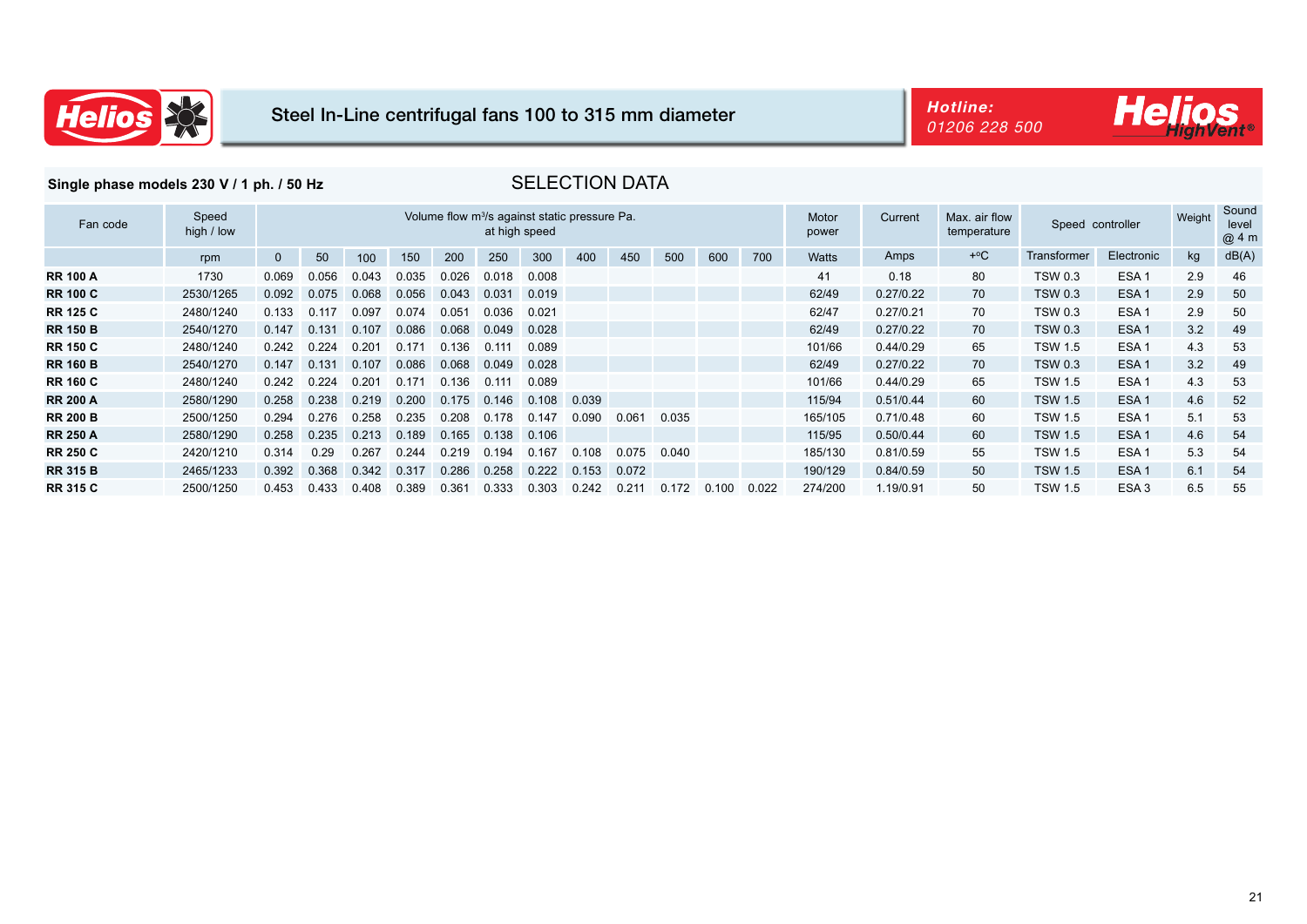Steel In-Line centrifugal fans 100 to 315 mm diameter

Hotline:
01206 228 500

**Single phase models 230 V / 1 ph. / 50 Hz**

SELECTION DATA

| Fan code | Speed high / low | Volume flow m³/s against static pressure Pa. at high speed | | | | | | | | | | | | Motor power | Current | Max. air flow temperature | Speed controller | | Weight | Sound level @ 4 m |
|---|---|---|---|---|---|---|---|---|---|---|---|---|---|---|---|---|---|---|---|---|
| | rpm | 0 | 50 | 100 | 150 | 200 | 250 | 300 | 400 | 450 | 500 | 600 | 700 | Watts | Amps | +°C | Transformer | Electronic | kg | dB(A) |
| **RR 100 A** | 1730 | 0.069 | 0.056 | 0.043 | 0.035 | 0.026 | 0.018 | 0.008 | | | | | | 41 | 0.18 | 80 | TSW 0.3 | ESA 1 | 2.9 | 46 |
| **RR 100 C** | 2530/1265 | 0.092 | 0.075 | 0.068 | 0.056 | 0.043 | 0.031 | 0.019 | | | | | | 62/49 | 0.27/0.22 | 70 | TSW 0.3 | ESA 1 | 2.9 | 50 |
| **RR 125 C** | 2480/1240 | 0.133 | 0.117 | 0.097 | 0.074 | 0.051 | 0.036 | 0.021 | | | | | | 62/47 | 0.27/0.21 | 70 | TSW 0.3 | ESA 1 | 2.9 | 50 |
| **RR 150 B** | 2540/1270 | 0.147 | 0.131 | 0.107 | 0.086 | 0.068 | 0.049 | 0.028 | | | | | | 62/49 | 0.27/0.22 | 70 | TSW 0.3 | ESA 1 | 3.2 | 49 |
| **RR 150 C** | 2480/1240 | 0.242 | 0.224 | 0.201 | 0.171 | 0.136 | 0.111 | 0.089 | | | | | | 101/66 | 0.44/0.29 | 65 | TSW 1.5 | ESA 1 | 4.3 | 53 |
| **RR 160 B** | 2540/1270 | 0.147 | 0.131 | 0.107 | 0.086 | 0.068 | 0.049 | 0.028 | | | | | | 62/49 | 0.27/0.22 | 70 | TSW 0.3 | ESA 1 | 3.2 | 49 |
| **RR 160 C** | 2480/1240 | 0.242 | 0.224 | 0.201 | 0.171 | 0.136 | 0.111 | 0.089 | | | | | | 101/66 | 0.44/0.29 | 65 | TSW 1.5 | ESA 1 | 4.3 | 53 |
| **RR 200 A** | 2580/1290 | 0.258 | 0.238 | 0.219 | 0.200 | 0.175 | 0.146 | 0.108 | 0.039 | | | | | 115/94 | 0.51/0.44 | 60 | TSW 1.5 | ESA 1 | 4.6 | 52 |
| **RR 200 B** | 2500/1250 | 0.294 | 0.276 | 0.258 | 0.235 | 0.208 | 0.178 | 0.147 | 0.090 | 0.061 | 0.035 | | | 165/105 | 0.71/0.48 | 60 | TSW 1.5 | ESA 1 | 5.1 | 53 |
| **RR 250 A** | 2580/1290 | 0.258 | 0.235 | 0.213 | 0.189 | 0.165 | 0.138 | 0.106 | | | | | | 115/95 | 0.50/0.44 | 60 | TSW 1.5 | ESA 1 | 4.6 | 54 |
| **RR 250 C** | 2420/1210 | 0.314 | 0.29 | 0.267 | 0.244 | 0.219 | 0.194 | 0.167 | 0.108 | 0.075 | 0.040 | | | 185/130 | 0.81/0.59 | 55 | TSW 1.5 | ESA 1 | 5.3 | 54 |
| **RR 315 B** | 2465/1233 | 0.392 | 0.368 | 0.342 | 0.317 | 0.286 | 0.258 | 0.222 | 0.153 | 0.072 | | | | 190/129 | 0.84/0.59 | 50 | TSW 1.5 | ESA 1 | 6.1 | 54 |
| **RR 315 C** | 2500/1250 | 0.453 | 0.433 | 0.408 | 0.389 | 0.361 | 0.333 | 0.303 | 0.242 | 0.211 | 0.172 | 0.100 | 0.022 | 274/200 | 1.19/0.91 | 50 | TSW 1.5 | ESA 3 | 6.5 | 55 |